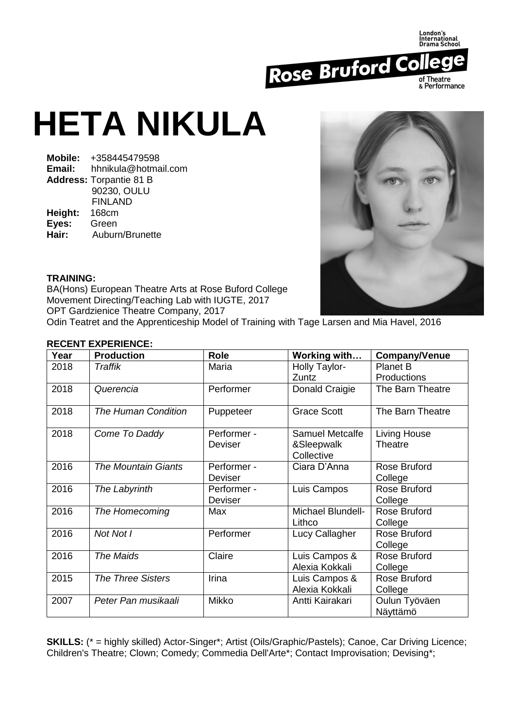London's International Drama School
Rose Bruford College of Theatre & Performance

# HETA NIKULA

**Mobile:** +358445479598
**Email:** hhnikula@hotmail.com
**Address:** Torpantie 81 B
90230, OULU
FINLAND
**Height:** 168cm
**Eyes:** Green
**Hair:** Auburn/Brunette

**TRAINING:**
BA(Hons) European Theatre Arts at Rose Buford College
Movement Directing/Teaching Lab with IUGTE, 2017
OPT Gardzienice Theatre Company, 2017
Odin Teatret and the Apprenticeship Model of Training with Tage Larsen and Mia Havel, 2016

**RECENT EXPERIENCE:**

| Year | Production | Role | Working with… | Company/Venue |
|---|---|---|---|---|
| 2018 | *Traffik* | Maria | Holly Taylor-Zuntz | Planet B Productions |
| 2018 | *Querencia* | Performer | Donald Craigie | The Barn Theatre |
| 2018 | *The Human Condition* | Puppeteer | Grace Scott | The Barn Theatre |
| 2018 | *Come To Daddy* | Performer - Deviser | Samuel Metcalfe &Sleepwalk Collective | Living House Theatre |
| 2016 | *The Mountain Giants* | Performer - Deviser | Ciara D'Anna | Rose Bruford College |
| 2016 | *The Labyrinth* | Performer - Deviser | Luis Campos | Rose Bruford College |
| 2016 | *The Homecoming* | Max | Michael Blundell-Lithco | Rose Bruford College |
| 2016 | *Not Not I* | Performer | Lucy Callagher | Rose Bruford College |
| 2016 | *The Maids* | Claire | Luis Campos & Alexia Kokkali | Rose Bruford College |
| 2015 | *The Three Sisters* | Irina | Luis Campos & Alexia Kokkali | Rose Bruford College |
| 2007 | *Peter Pan musikaali* | Mikko | Antti Kairakari | Oulun Työväen Näyttämö |

**SKILLS:** (* = highly skilled) Actor-Singer*; Artist (Oils/Graphic/Pastels); Canoe, Car Driving Licence; Children's Theatre; Clown; Comedy; Commedia Dell'Arte*; Contact Improvisation; Devising*;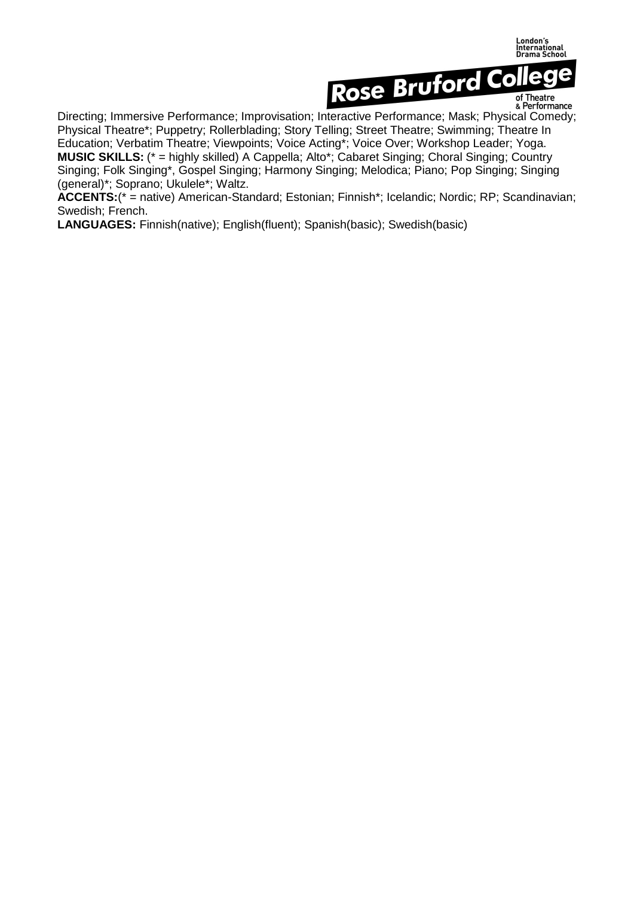Directing; Immersive Performance; Improvisation; Interactive Performance; Mask; Physical Comedy; Physical Theatre*; Puppetry; Rollerblading; Story Telling; Street Theatre; Swimming; Theatre In Education; Verbatim Theatre; Viewpoints; Voice Acting*; Voice Over; Workshop Leader; Yoga.

**MUSIC SKILLS:** (* = highly skilled) A Cappella; Alto*; Cabaret Singing; Choral Singing; Country Singing; Folk Singing*, Gospel Singing; Harmony Singing; Melodica; Piano; Pop Singing; Singing (general)*; Soprano; Ukulele*; Waltz.

**ACCENTS:**(* = native) American-Standard; Estonian; Finnish*; Icelandic; Nordic; RP; Scandinavian; Swedish; French.

**LANGUAGES:** Finnish(native); English(fluent); Spanish(basic); Swedish(basic)